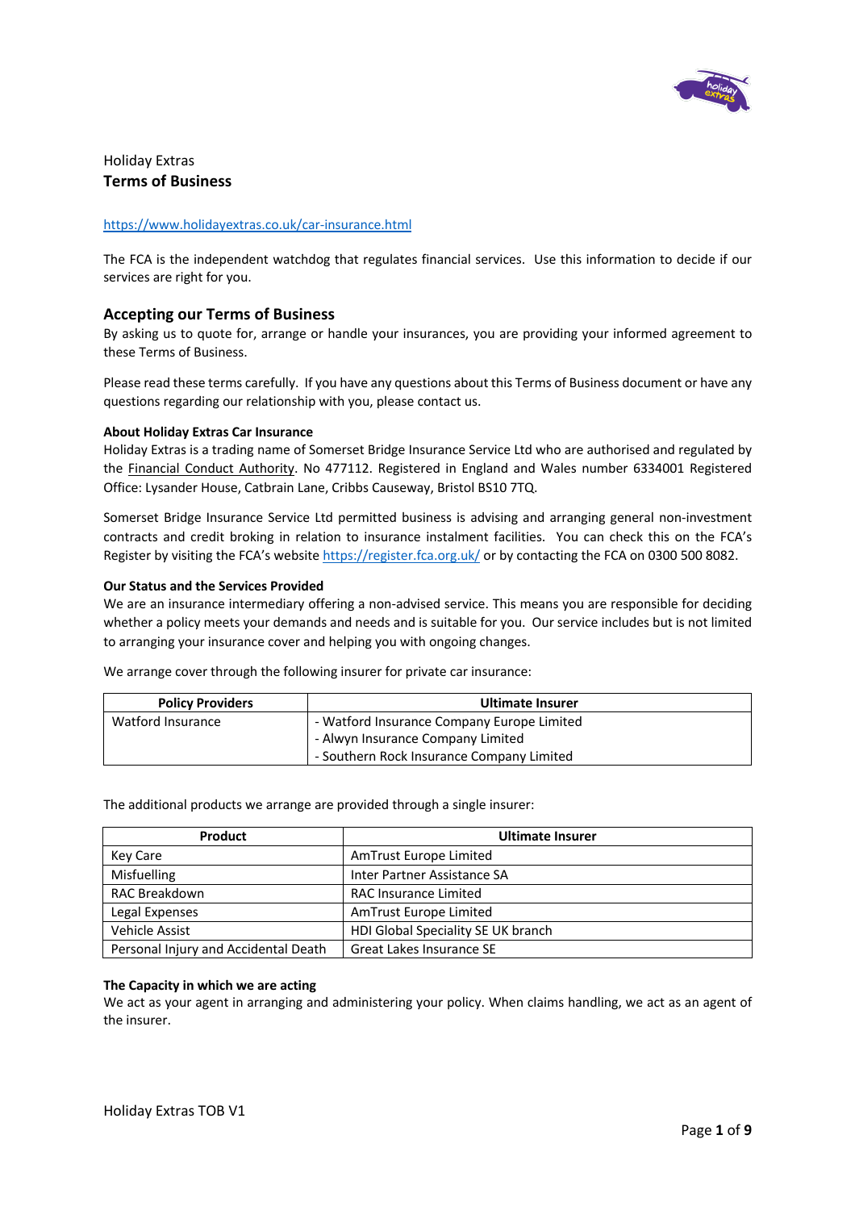Holiday Extras

# Terms of Business

https://www.holidayextras.co.uk/car-insurance.html

The FCA is the independent watchdog that regulates financial services. Use this information to decide if our services are right for you.

## Accepting our Terms of Business

By asking us to quote for, arrange or handle your insurances, you are providing your informed agreement to these Terms of Business.

Please read these terms carefully. If you have any questions about this Terms of Business document or have any questions regarding our relationship with you, please contact us.

### About Holiday Extras Car Insurance

Holiday Extras is a trading name of Somerset Bridge Insurance Service Ltd who are authorised and regulated by the Financial Conduct Authority. No 477112. Registered in England and Wales number 6334001 Registered Office: Lysander House, Catbrain Lane, Cribbs Causeway, Bristol BS10 7TQ.

Somerset Bridge Insurance Service Ltd permitted business is advising and arranging general non-investment contracts and credit broking in relation to insurance instalment facilities. You can check this on the FCA's Register by visiting the FCA's website https://register.fca.org.uk/ or by contacting the FCA on 0300 500 8082.

### Our Status and the Services Provided

We are an insurance intermediary offering a non-advised service. This means you are responsible for deciding whether a policy meets your demands and needs and is suitable for you. Our service includes but is not limited to arranging your insurance cover and helping you with ongoing changes.

We arrange cover through the following insurer for private car insurance:

| Policy Providers | Ultimate Insurer |
|---|---|
| Watford Insurance | - Watford Insurance Company Europe Limited<br>- Alwyn Insurance Company Limited<br>- Southern Rock Insurance Company Limited |

The additional products we arrange are provided through a single insurer:

| Product | Ultimate Insurer |
|---|---|
| Key Care | AmTrust Europe Limited |
| Misfuelling | Inter Partner Assistance SA |
| RAC Breakdown | RAC Insurance Limited |
| Legal Expenses | AmTrust Europe Limited |
| Vehicle Assist | HDI Global Speciality SE UK branch |
| Personal Injury and Accidental Death | Great Lakes Insurance SE |

### The Capacity in which we are acting

We act as your agent in arranging and administering your policy. When claims handling, we act as an agent of the insurer.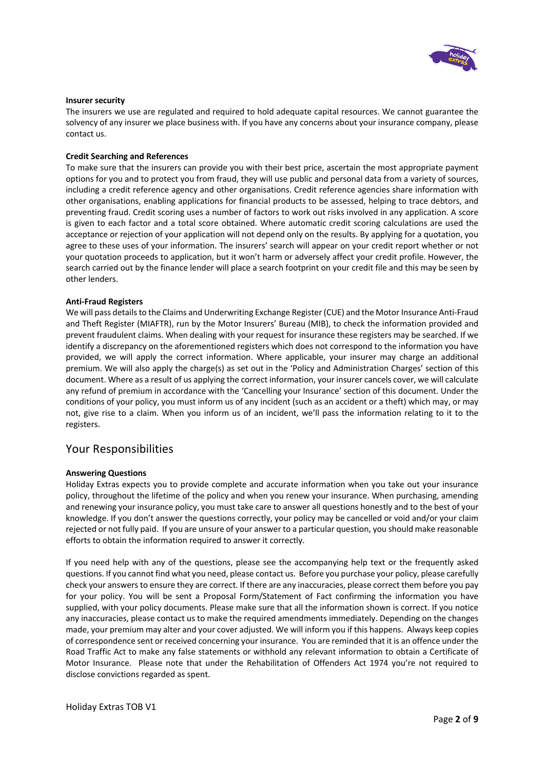**Insurer security**

The insurers we use are regulated and required to hold adequate capital resources. We cannot guarantee the solvency of any insurer we place business with. If you have any concerns about your insurance company, please contact us.

**Credit Searching and References**

To make sure that the insurers can provide you with their best price, ascertain the most appropriate payment options for you and to protect you from fraud, they will use public and personal data from a variety of sources, including a credit reference agency and other organisations. Credit reference agencies share information with other organisations, enabling applications for financial products to be assessed, helping to trace debtors, and preventing fraud. Credit scoring uses a number of factors to work out risks involved in any application. A score is given to each factor and a total score obtained. Where automatic credit scoring calculations are used the acceptance or rejection of your application will not depend only on the results. By applying for a quotation, you agree to these uses of your information. The insurers' search will appear on your credit report whether or not your quotation proceeds to application, but it won't harm or adversely affect your credit profile. However, the search carried out by the finance lender will place a search footprint on your credit file and this may be seen by other lenders.

**Anti-Fraud Registers**

We will pass details to the Claims and Underwriting Exchange Register (CUE) and the Motor Insurance Anti-Fraud and Theft Register (MIAFTR), run by the Motor Insurers' Bureau (MIB), to check the information provided and prevent fraudulent claims. When dealing with your request for insurance these registers may be searched. If we identify a discrepancy on the aforementioned registers which does not correspond to the information you have provided, we will apply the correct information. Where applicable, your insurer may charge an additional premium. We will also apply the charge(s) as set out in the 'Policy and Administration Charges' section of this document. Where as a result of us applying the correct information, your insurer cancels cover, we will calculate any refund of premium in accordance with the 'Cancelling your Insurance' section of this document. Under the conditions of your policy, you must inform us of any incident (such as an accident or a theft) which may, or may not, give rise to a claim. When you inform us of an incident, we'll pass the information relating to it to the registers.

## Your Responsibilities

**Answering Questions**

Holiday Extras expects you to provide complete and accurate information when you take out your insurance policy, throughout the lifetime of the policy and when you renew your insurance. When purchasing, amending and renewing your insurance policy, you must take care to answer all questions honestly and to the best of your knowledge. If you don't answer the questions correctly, your policy may be cancelled or void and/or your claim rejected or not fully paid. If you are unsure of your answer to a particular question, you should make reasonable efforts to obtain the information required to answer it correctly.

If you need help with any of the questions, please see the accompanying help text or the frequently asked questions. If you cannot find what you need, please contact us. Before you purchase your policy, please carefully check your answers to ensure they are correct. If there are any inaccuracies, please correct them before you pay for your policy. You will be sent a Proposal Form/Statement of Fact confirming the information you have supplied, with your policy documents. Please make sure that all the information shown is correct. If you notice any inaccuracies, please contact us to make the required amendments immediately. Depending on the changes made, your premium may alter and your cover adjusted. We will inform you if this happens. Always keep copies of correspondence sent or received concerning your insurance. You are reminded that it is an offence under the Road Traffic Act to make any false statements or withhold any relevant information to obtain a Certificate of Motor Insurance. Please note that under the Rehabilitation of Offenders Act 1974 you're not required to disclose convictions regarded as spent.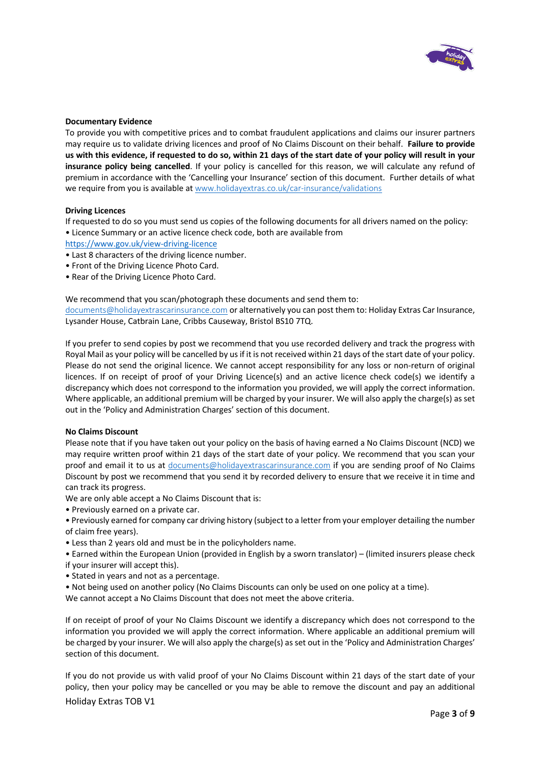**Documentary Evidence**

To provide you with competitive prices and to combat fraudulent applications and claims our insurer partners may require us to validate driving licences and proof of No Claims Discount on their behalf. **Failure to provide us with this evidence, if requested to do so, within 21 days of the start date of your policy will result in your insurance policy being cancelled**. If your policy is cancelled for this reason, we will calculate any refund of premium in accordance with the 'Cancelling your Insurance' section of this document. Further details of what we require from you is available at www.holidayextras.co.uk/car-insurance/validations

**Driving Licences**

If requested to do so you must send us copies of the following documents for all drivers named on the policy:

- Licence Summary or an active licence check code, both are available from https://www.gov.uk/view-driving-licence
- Last 8 characters of the driving licence number.
- Front of the Driving Licence Photo Card.
- Rear of the Driving Licence Photo Card.

We recommend that you scan/photograph these documents and send them to: documents@holidayextrascarinsurance.com or alternatively you can post them to: Holiday Extras Car Insurance, Lysander House, Catbrain Lane, Cribbs Causeway, Bristol BS10 7TQ.

If you prefer to send copies by post we recommend that you use recorded delivery and track the progress with Royal Mail as your policy will be cancelled by us if it is not received within 21 days of the start date of your policy. Please do not send the original licence. We cannot accept responsibility for any loss or non-return of original licences. If on receipt of proof of your Driving Licence(s) and an active licence check code(s) we identify a discrepancy which does not correspond to the information you provided, we will apply the correct information. Where applicable, an additional premium will be charged by your insurer. We will also apply the charge(s) as set out in the 'Policy and Administration Charges' section of this document.

**No Claims Discount**

Please note that if you have taken out your policy on the basis of having earned a No Claims Discount (NCD) we may require written proof within 21 days of the start date of your policy. We recommend that you scan your proof and email it to us at documents@holidayextrascarinsurance.com if you are sending proof of No Claims Discount by post we recommend that you send it by recorded delivery to ensure that we receive it in time and can track its progress.

We are only able accept a No Claims Discount that is:

- Previously earned on a private car.
- Previously earned for company car driving history (subject to a letter from your employer detailing the number of claim free years).
- Less than 2 years old and must be in the policyholders name.
- Earned within the European Union (provided in English by a sworn translator) – (limited insurers please check if your insurer will accept this).
- Stated in years and not as a percentage.
- Not being used on another policy (No Claims Discounts can only be used on one policy at a time).

We cannot accept a No Claims Discount that does not meet the above criteria.

If on receipt of proof of your No Claims Discount we identify a discrepancy which does not correspond to the information you provided we will apply the correct information. Where applicable an additional premium will be charged by your insurer. We will also apply the charge(s) as set out in the 'Policy and Administration Charges' section of this document.

If you do not provide us with valid proof of your No Claims Discount within 21 days of the start date of your policy, then your policy may be cancelled or you may be able to remove the discount and pay an additional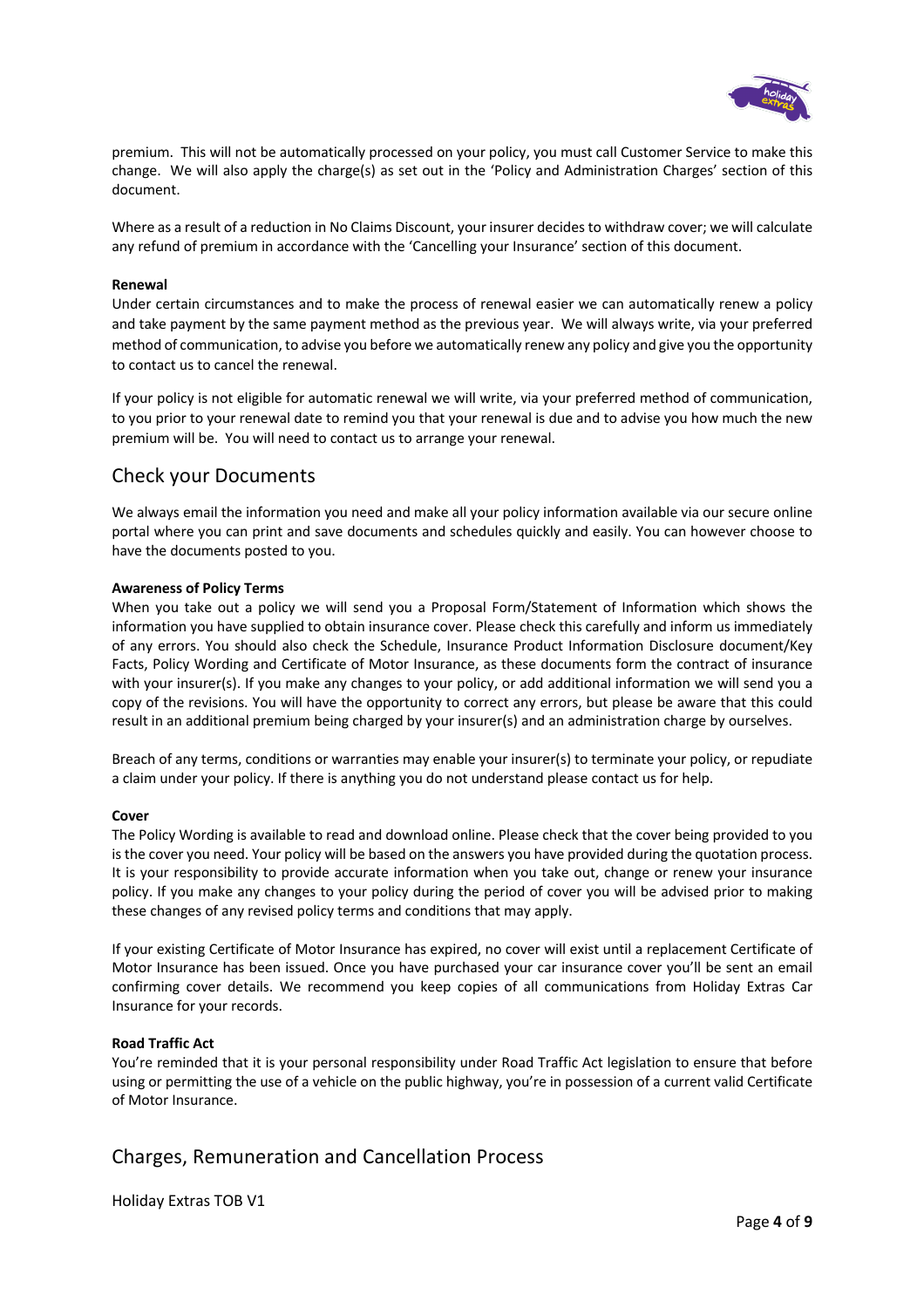premium. This will not be automatically processed on your policy, you must call Customer Service to make this change. We will also apply the charge(s) as set out in the 'Policy and Administration Charges' section of this document.

Where as a result of a reduction in No Claims Discount, your insurer decides to withdraw cover; we will calculate any refund of premium in accordance with the 'Cancelling your Insurance' section of this document.

**Renewal**

Under certain circumstances and to make the process of renewal easier we can automatically renew a policy and take payment by the same payment method as the previous year. We will always write, via your preferred method of communication, to advise you before we automatically renew any policy and give you the opportunity to contact us to cancel the renewal.

If your policy is not eligible for automatic renewal we will write, via your preferred method of communication, to you prior to your renewal date to remind you that your renewal is due and to advise you how much the new premium will be. You will need to contact us to arrange your renewal.

## Check your Documents

We always email the information you need and make all your policy information available via our secure online portal where you can print and save documents and schedules quickly and easily. You can however choose to have the documents posted to you.

**Awareness of Policy Terms**

When you take out a policy we will send you a Proposal Form/Statement of Information which shows the information you have supplied to obtain insurance cover. Please check this carefully and inform us immediately of any errors. You should also check the Schedule, Insurance Product Information Disclosure document/Key Facts, Policy Wording and Certificate of Motor Insurance, as these documents form the contract of insurance with your insurer(s). If you make any changes to your policy, or add additional information we will send you a copy of the revisions. You will have the opportunity to correct any errors, but please be aware that this could result in an additional premium being charged by your insurer(s) and an administration charge by ourselves.

Breach of any terms, conditions or warranties may enable your insurer(s) to terminate your policy, or repudiate a claim under your policy. If there is anything you do not understand please contact us for help.

**Cover**

The Policy Wording is available to read and download online. Please check that the cover being provided to you is the cover you need. Your policy will be based on the answers you have provided during the quotation process. It is your responsibility to provide accurate information when you take out, change or renew your insurance policy. If you make any changes to your policy during the period of cover you will be advised prior to making these changes of any revised policy terms and conditions that may apply.

If your existing Certificate of Motor Insurance has expired, no cover will exist until a replacement Certificate of Motor Insurance has been issued. Once you have purchased your car insurance cover you'll be sent an email confirming cover details. We recommend you keep copies of all communications from Holiday Extras Car Insurance for your records.

**Road Traffic Act**

You're reminded that it is your personal responsibility under Road Traffic Act legislation to ensure that before using or permitting the use of a vehicle on the public highway, you're in possession of a current valid Certificate of Motor Insurance.

## Charges, Remuneration and Cancellation Process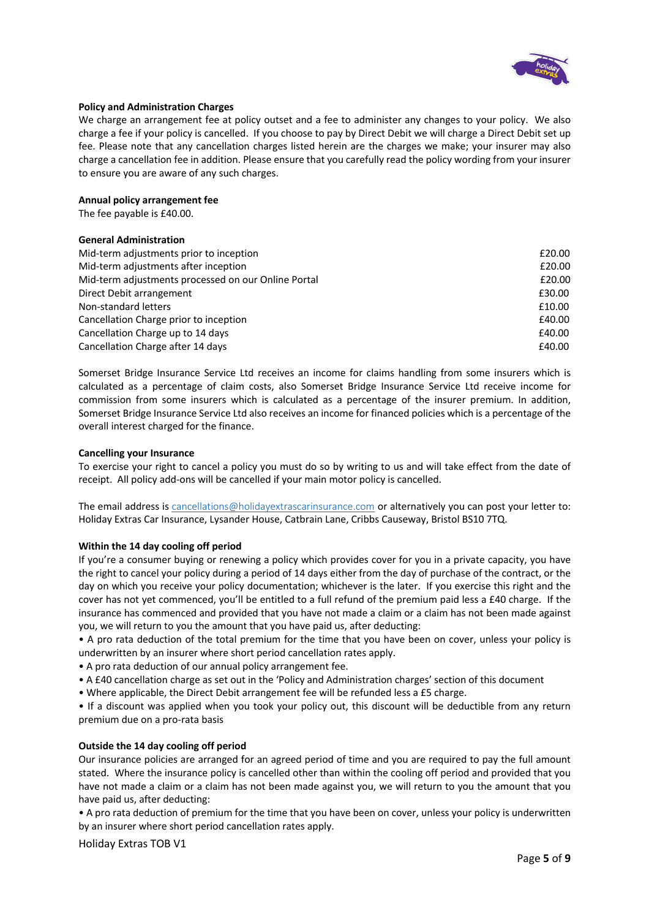**Policy and Administration Charges**

We charge an arrangement fee at policy outset and a fee to administer any changes to your policy. We also charge a fee if your policy is cancelled. If you choose to pay by Direct Debit we will charge a Direct Debit set up fee. Please note that any cancellation charges listed herein are the charges we make; your insurer may also charge a cancellation fee in addition. Please ensure that you carefully read the policy wording from your insurer to ensure you are aware of any such charges.

**Annual policy arrangement fee**

The fee payable is £40.00.

**General Administration**

| | |
|---|---|
| Mid-term adjustments prior to inception | £20.00 |
| Mid-term adjustments after inception | £20.00 |
| Mid-term adjustments processed on our Online Portal | £20.00 |
| Direct Debit arrangement | £30.00 |
| Non-standard letters | £10.00 |
| Cancellation Charge prior to inception | £40.00 |
| Cancellation Charge up to 14 days | £40.00 |
| Cancellation Charge after 14 days | £40.00 |

Somerset Bridge Insurance Service Ltd receives an income for claims handling from some insurers which is calculated as a percentage of claim costs, also Somerset Bridge Insurance Service Ltd receive income for commission from some insurers which is calculated as a percentage of the insurer premium. In addition, Somerset Bridge Insurance Service Ltd also receives an income for financed policies which is a percentage of the overall interest charged for the finance.

**Cancelling your Insurance**

To exercise your right to cancel a policy you must do so by writing to us and will take effect from the date of receipt. All policy add-ons will be cancelled if your main motor policy is cancelled.

The email address is cancellations@holidayextrascarinsurance.com or alternatively you can post your letter to: Holiday Extras Car Insurance, Lysander House, Catbrain Lane, Cribbs Causeway, Bristol BS10 7TQ.

**Within the 14 day cooling off period**

If you're a consumer buying or renewing a policy which provides cover for you in a private capacity, you have the right to cancel your policy during a period of 14 days either from the day of purchase of the contract, or the day on which you receive your policy documentation; whichever is the later. If you exercise this right and the cover has not yet commenced, you'll be entitled to a full refund of the premium paid less a £40 charge. If the insurance has commenced and provided that you have not made a claim or a claim has not been made against you, we will return to you the amount that you have paid us, after deducting:

- A pro rata deduction of the total premium for the time that you have been on cover, unless your policy is underwritten by an insurer where short period cancellation rates apply.
- A pro rata deduction of our annual policy arrangement fee.
- A £40 cancellation charge as set out in the 'Policy and Administration charges' section of this document
- Where applicable, the Direct Debit arrangement fee will be refunded less a £5 charge.
- If a discount was applied when you took your policy out, this discount will be deductible from any return premium due on a pro-rata basis

**Outside the 14 day cooling off period**

Our insurance policies are arranged for an agreed period of time and you are required to pay the full amount stated. Where the insurance policy is cancelled other than within the cooling off period and provided that you have not made a claim or a claim has not been made against you, we will return to you the amount that you have paid us, after deducting:

- A pro rata deduction of premium for the time that you have been on cover, unless your policy is underwritten by an insurer where short period cancellation rates apply.

Holiday Extras TOB V1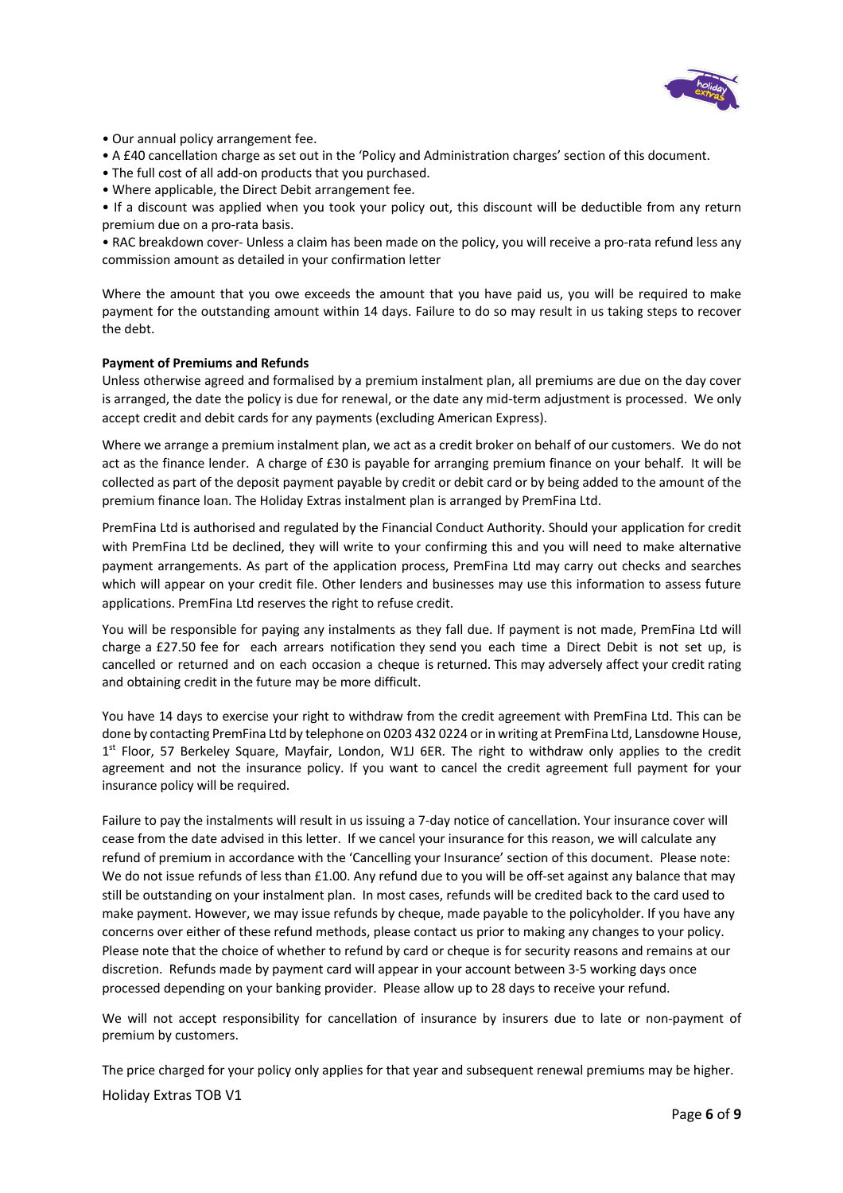- Our annual policy arrangement fee.
- A £40 cancellation charge as set out in the 'Policy and Administration charges' section of this document.
- The full cost of all add-on products that you purchased.
- Where applicable, the Direct Debit arrangement fee.
- If a discount was applied when you took your policy out, this discount will be deductible from any return premium due on a pro-rata basis.
- RAC breakdown cover- Unless a claim has been made on the policy, you will receive a pro-rata refund less any commission amount as detailed in your confirmation letter

Where the amount that you owe exceeds the amount that you have paid us, you will be required to make payment for the outstanding amount within 14 days. Failure to do so may result in us taking steps to recover the debt.

**Payment of Premiums and Refunds**

Unless otherwise agreed and formalised by a premium instalment plan, all premiums are due on the day cover is arranged, the date the policy is due for renewal, or the date any mid-term adjustment is processed. We only accept credit and debit cards for any payments (excluding American Express).

Where we arrange a premium instalment plan, we act as a credit broker on behalf of our customers. We do not act as the finance lender. A charge of £30 is payable for arranging premium finance on your behalf. It will be collected as part of the deposit payment payable by credit or debit card or by being added to the amount of the premium finance loan. The Holiday Extras instalment plan is arranged by PremFina Ltd.

PremFina Ltd is authorised and regulated by the Financial Conduct Authority. Should your application for credit with PremFina Ltd be declined, they will write to your confirming this and you will need to make alternative payment arrangements. As part of the application process, PremFina Ltd may carry out checks and searches which will appear on your credit file. Other lenders and businesses may use this information to assess future applications. PremFina Ltd reserves the right to refuse credit.

You will be responsible for paying any instalments as they fall due. If payment is not made, PremFina Ltd will charge a £27.50 fee for each arrears notification they send you each time a Direct Debit is not set up, is cancelled or returned and on each occasion a cheque is returned. This may adversely affect your credit rating and obtaining credit in the future may be more difficult.

You have 14 days to exercise your right to withdraw from the credit agreement with PremFina Ltd. This can be done by contacting PremFina Ltd by telephone on 0203 432 0224 or in writing at PremFina Ltd, Lansdowne House, 1st Floor, 57 Berkeley Square, Mayfair, London, W1J 6ER. The right to withdraw only applies to the credit agreement and not the insurance policy. If you want to cancel the credit agreement full payment for your insurance policy will be required.

Failure to pay the instalments will result in us issuing a 7-day notice of cancellation. Your insurance cover will cease from the date advised in this letter. If we cancel your insurance for this reason, we will calculate any refund of premium in accordance with the 'Cancelling your Insurance' section of this document. Please note: We do not issue refunds of less than £1.00. Any refund due to you will be off-set against any balance that may still be outstanding on your instalment plan. In most cases, refunds will be credited back to the card used to make payment. However, we may issue refunds by cheque, made payable to the policyholder. If you have any concerns over either of these refund methods, please contact us prior to making any changes to your policy. Please note that the choice of whether to refund by card or cheque is for security reasons and remains at our discretion. Refunds made by payment card will appear in your account between 3-5 working days once processed depending on your banking provider. Please allow up to 28 days to receive your refund.

We will not accept responsibility for cancellation of insurance by insurers due to late or non-payment of premium by customers.

The price charged for your policy only applies for that year and subsequent renewal premiums may be higher.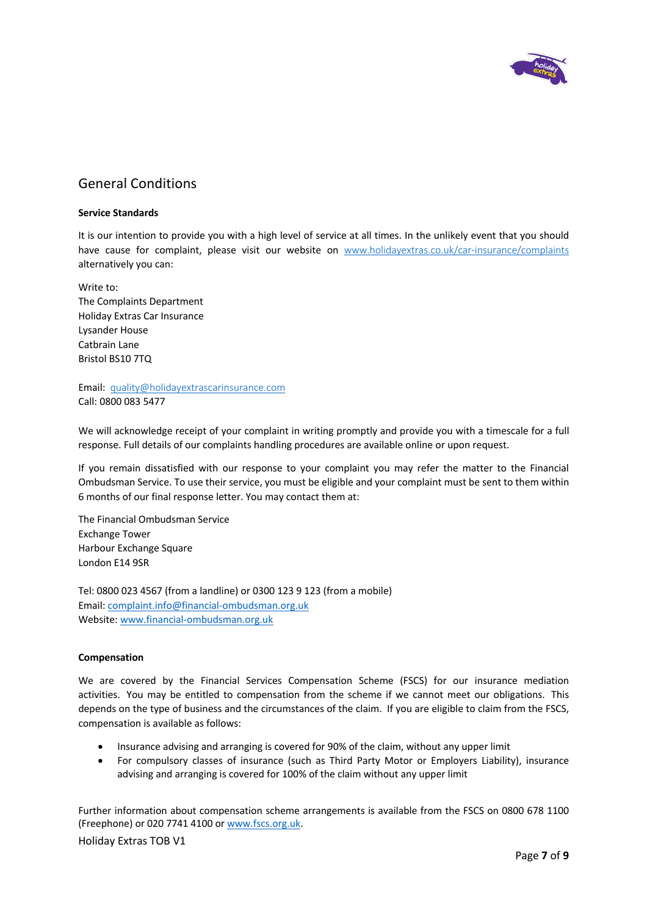## General Conditions

**Service Standards**

It is our intention to provide you with a high level of service at all times. In the unlikely event that you should have cause for complaint, please visit our website on www.holidayextras.co.uk/car-insurance/complaints alternatively you can:

Write to:
The Complaints Department
Holiday Extras Car Insurance
Lysander House
Catbrain Lane
Bristol BS10 7TQ

Email: quality@holidayextrascarinsurance.com
Call: 0800 083 5477

We will acknowledge receipt of your complaint in writing promptly and provide you with a timescale for a full response. Full details of our complaints handling procedures are available online or upon request.

If you remain dissatisfied with our response to your complaint you may refer the matter to the Financial Ombudsman Service. To use their service, you must be eligible and your complaint must be sent to them within 6 months of our final response letter. You may contact them at:

The Financial Ombudsman Service
Exchange Tower
Harbour Exchange Square
London E14 9SR

Tel: 0800 023 4567 (from a landline) or 0300 123 9 123 (from a mobile)
Email: complaint.info@financial-ombudsman.org.uk
Website: www.financial-ombudsman.org.uk

**Compensation**

We are covered by the Financial Services Compensation Scheme (FSCS) for our insurance mediation activities. You may be entitled to compensation from the scheme if we cannot meet our obligations. This depends on the type of business and the circumstances of the claim. If you are eligible to claim from the FSCS, compensation is available as follows:

- Insurance advising and arranging is covered for 90% of the claim, without any upper limit
- For compulsory classes of insurance (such as Third Party Motor or Employers Liability), insurance advising and arranging is covered for 100% of the claim without any upper limit

Further information about compensation scheme arrangements is available from the FSCS on 0800 678 1100 (Freephone) or 020 7741 4100 or www.fscs.org.uk.

Holiday Extras TOB V1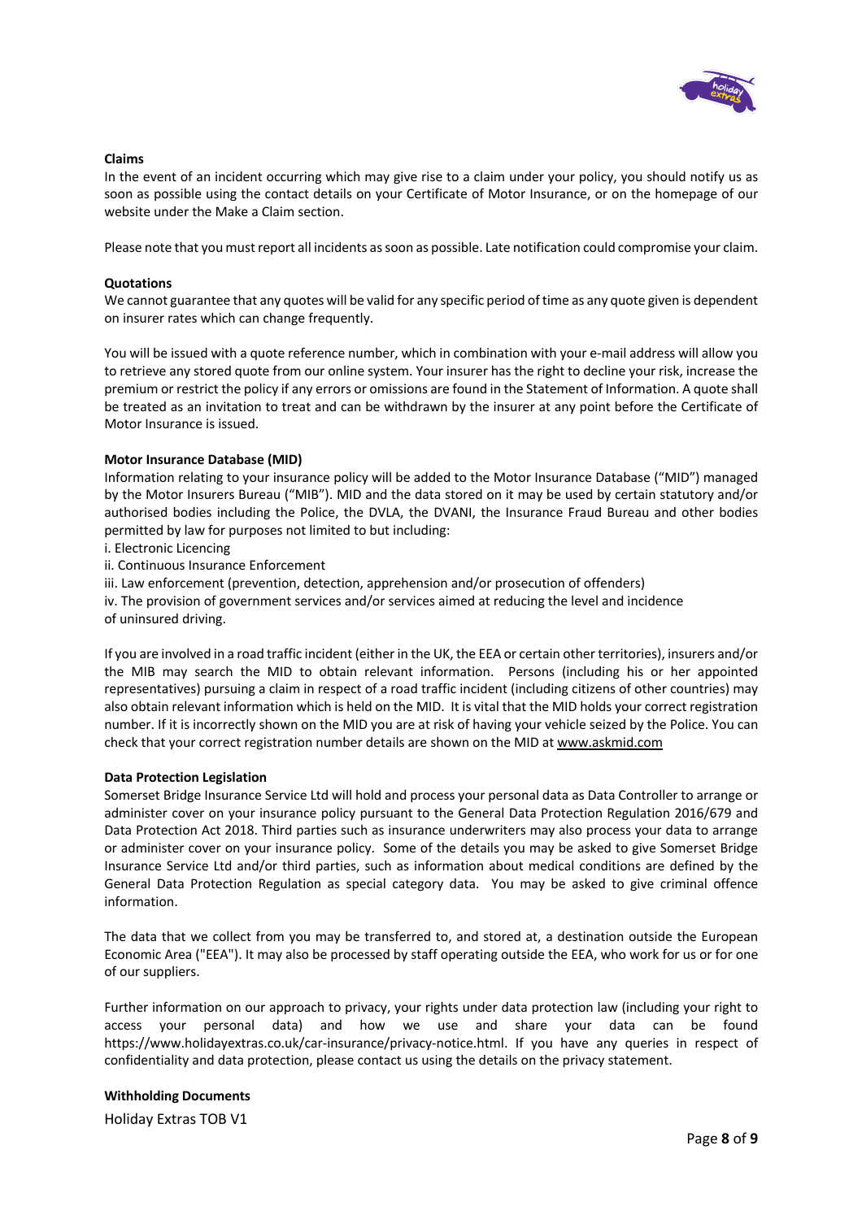**Claims**

In the event of an incident occurring which may give rise to a claim under your policy, you should notify us as soon as possible using the contact details on your Certificate of Motor Insurance, or on the homepage of our website under the Make a Claim section.

Please note that you must report all incidents as soon as possible. Late notification could compromise your claim.

**Quotations**

We cannot guarantee that any quotes will be valid for any specific period of time as any quote given is dependent on insurer rates which can change frequently.

You will be issued with a quote reference number, which in combination with your e-mail address will allow you to retrieve any stored quote from our online system. Your insurer has the right to decline your risk, increase the premium or restrict the policy if any errors or omissions are found in the Statement of Information. A quote shall be treated as an invitation to treat and can be withdrawn by the insurer at any point before the Certificate of Motor Insurance is issued.

**Motor Insurance Database (MID)**

Information relating to your insurance policy will be added to the Motor Insurance Database ("MID") managed by the Motor Insurers Bureau ("MIB"). MID and the data stored on it may be used by certain statutory and/or authorised bodies including the Police, the DVLA, the DVANI, the Insurance Fraud Bureau and other bodies permitted by law for purposes not limited to but including:

i. Electronic Licencing
ii. Continuous Insurance Enforcement
iii. Law enforcement (prevention, detection, apprehension and/or prosecution of offenders)
iv. The provision of government services and/or services aimed at reducing the level and incidence of uninsured driving.

If you are involved in a road traffic incident (either in the UK, the EEA or certain other territories), insurers and/or the MIB may search the MID to obtain relevant information. Persons (including his or her appointed representatives) pursuing a claim in respect of a road traffic incident (including citizens of other countries) may also obtain relevant information which is held on the MID. It is vital that the MID holds your correct registration number. If it is incorrectly shown on the MID you are at risk of having your vehicle seized by the Police. You can check that your correct registration number details are shown on the MID at www.askmid.com

**Data Protection Legislation**

Somerset Bridge Insurance Service Ltd will hold and process your personal data as Data Controller to arrange or administer cover on your insurance policy pursuant to the General Data Protection Regulation 2016/679 and Data Protection Act 2018. Third parties such as insurance underwriters may also process your data to arrange or administer cover on your insurance policy. Some of the details you may be asked to give Somerset Bridge Insurance Service Ltd and/or third parties, such as information about medical conditions are defined by the General Data Protection Regulation as special category data. You may be asked to give criminal offence information.

The data that we collect from you may be transferred to, and stored at, a destination outside the European Economic Area ("EEA"). It may also be processed by staff operating outside the EEA, who work for us or for one of our suppliers.

Further information on our approach to privacy, your rights under data protection law (including your right to access your personal data) and how we use and share your data can be found https://www.holidayextras.co.uk/car-insurance/privacy-notice.html. If you have any queries in respect of confidentiality and data protection, please contact us using the details on the privacy statement.

**Withholding Documents**

Holiday Extras TOB V1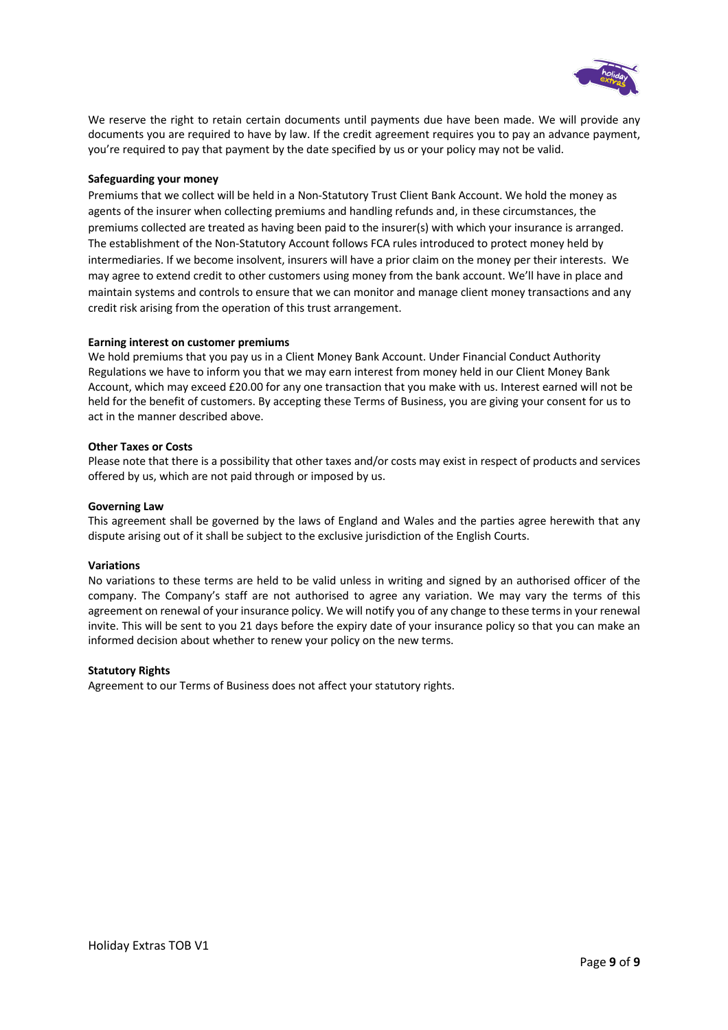We reserve the right to retain certain documents until payments due have been made. We will provide any documents you are required to have by law. If the credit agreement requires you to pay an advance payment, you're required to pay that payment by the date specified by us or your policy may not be valid.

**Safeguarding your money**

Premiums that we collect will be held in a Non-Statutory Trust Client Bank Account. We hold the money as agents of the insurer when collecting premiums and handling refunds and, in these circumstances, the premiums collected are treated as having been paid to the insurer(s) with which your insurance is arranged. The establishment of the Non-Statutory Account follows FCA rules introduced to protect money held by intermediaries. If we become insolvent, insurers will have a prior claim on the money per their interests. We may agree to extend credit to other customers using money from the bank account. We'll have in place and maintain systems and controls to ensure that we can monitor and manage client money transactions and any credit risk arising from the operation of this trust arrangement.

**Earning interest on customer premiums**

We hold premiums that you pay us in a Client Money Bank Account. Under Financial Conduct Authority Regulations we have to inform you that we may earn interest from money held in our Client Money Bank Account, which may exceed £20.00 for any one transaction that you make with us. Interest earned will not be held for the benefit of customers. By accepting these Terms of Business, you are giving your consent for us to act in the manner described above.

**Other Taxes or Costs**

Please note that there is a possibility that other taxes and/or costs may exist in respect of products and services offered by us, which are not paid through or imposed by us.

**Governing Law**

This agreement shall be governed by the laws of England and Wales and the parties agree herewith that any dispute arising out of it shall be subject to the exclusive jurisdiction of the English Courts.

**Variations**

No variations to these terms are held to be valid unless in writing and signed by an authorised officer of the company. The Company's staff are not authorised to agree any variation. We may vary the terms of this agreement on renewal of your insurance policy. We will notify you of any change to these terms in your renewal invite. This will be sent to you 21 days before the expiry date of your insurance policy so that you can make an informed decision about whether to renew your policy on the new terms.

**Statutory Rights**

Agreement to our Terms of Business does not affect your statutory rights.